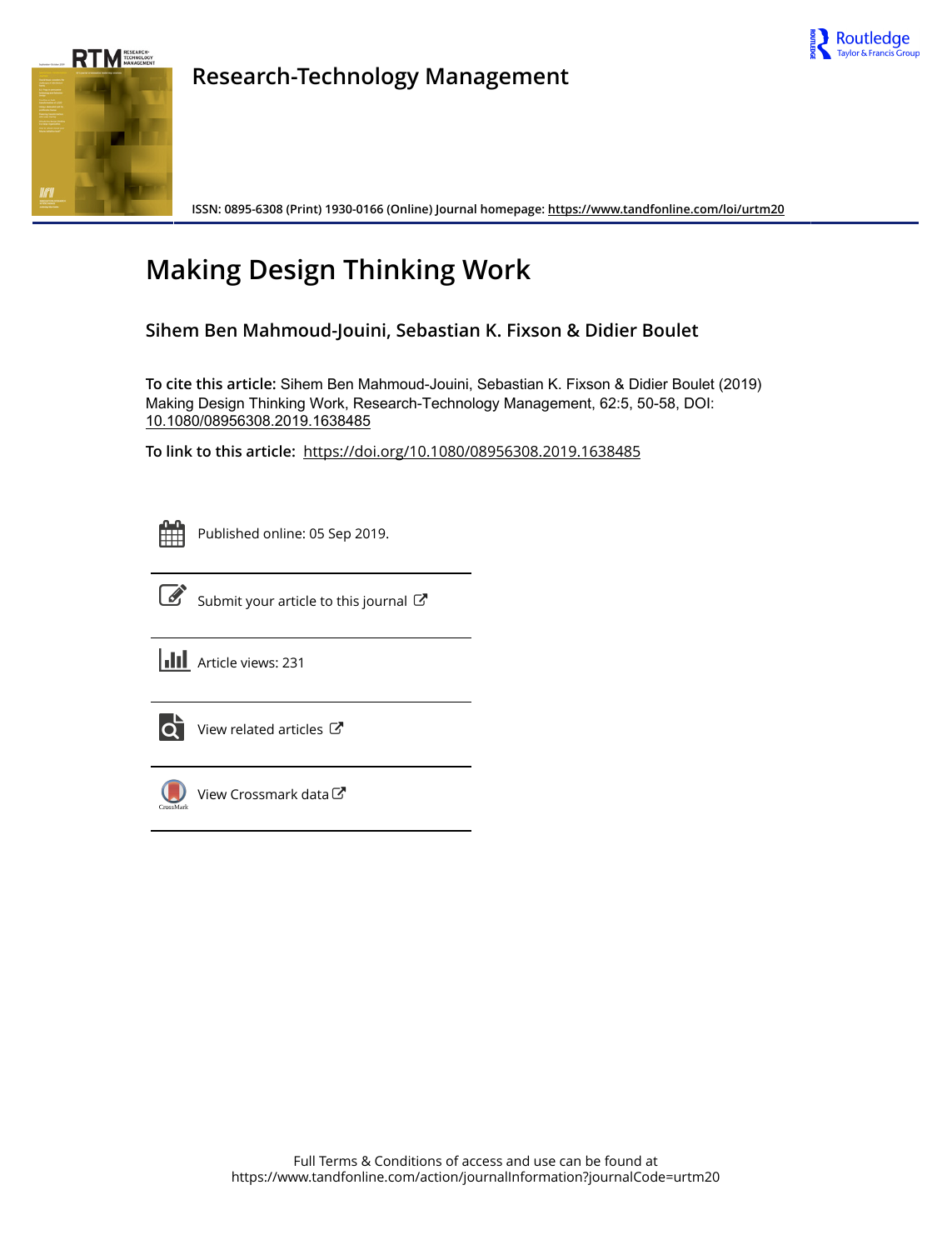Research-Technology Management

ISSN: 0895-6308 (Print) 1930-0166 (Online) Journal homepage: https://www.tandfonline.com/loi/urtm20

# Making Design Thinking Work

## Sihem Ben Mahmoud-Jouini, Sebastian K. Fixson & Didier Boulet

**To cite this article:** Sihem Ben Mahmoud-Jouini, Sebastian K. Fixson & Didier Boulet (2019) Making Design Thinking Work, Research-Technology Management, 62:5, 50-58, DOI: 10.1080/08956308.2019.1638485

**To link to this article:** https://doi.org/10.1080/08956308.2019.1638485

Published online: 05 Sep 2019.

Submit your article to this journal

Article views: 231

View related articles

View Crossmark data

Full Terms & Conditions of access and use can be found at https://www.tandfonline.com/action/journalInformation?journalCode=urtm20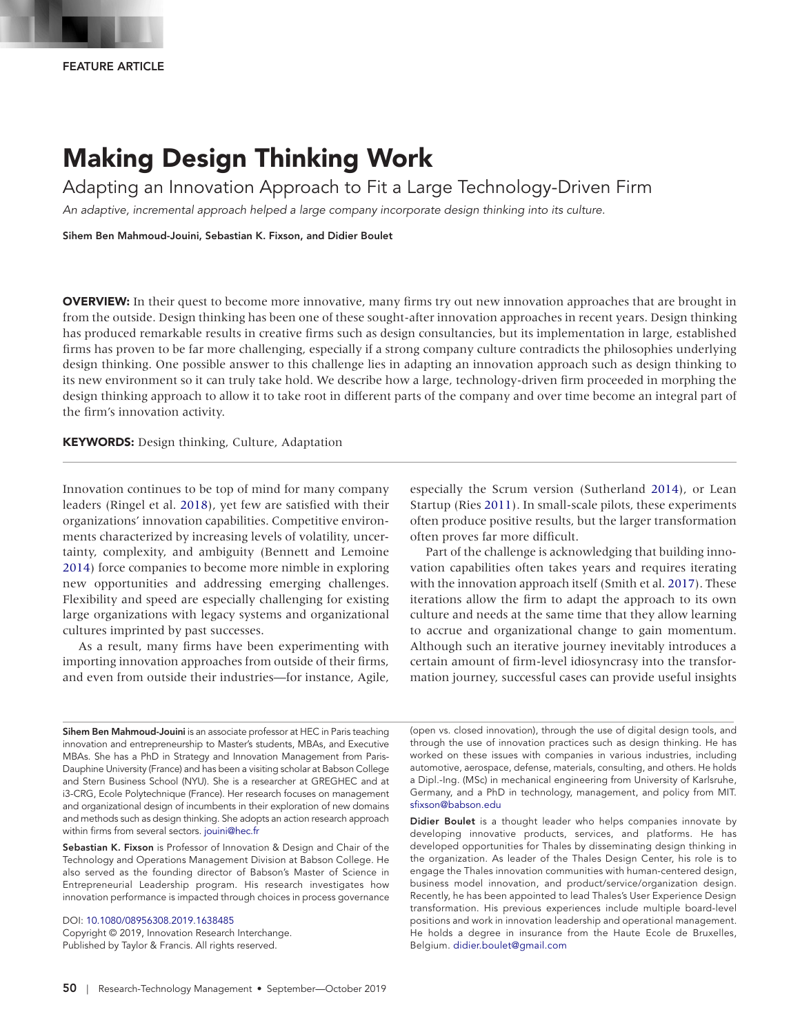FEATURE ARTICLE

# Making Design Thinking Work

## Adapting an Innovation Approach to Fit a Large Technology-Driven Firm

*An adaptive, incremental approach helped a large company incorporate design thinking into its culture.*

**Sihem Ben Mahmoud-Jouini, Sebastian K. Fixson, and Didier Boulet**

**OVERVIEW:** In their quest to become more innovative, many firms try out new innovation approaches that are brought in from the outside. Design thinking has been one of these sought-after innovation approaches in recent years. Design thinking has produced remarkable results in creative firms such as design consultancies, but its implementation in large, established firms has proven to be far more challenging, especially if a strong company culture contradicts the philosophies underlying design thinking. One possible answer to this challenge lies in adapting an innovation approach such as design thinking to its new environment so it can truly take hold. We describe how a large, technology-driven firm proceeded in morphing the design thinking approach to allow it to take root in different parts of the company and over time become an integral part of the firm's innovation activity.

**KEYWORDS:** Design thinking, Culture, Adaptation

Innovation continues to be top of mind for many company leaders (Ringel et al. 2018), yet few are satisfied with their organizations' innovation capabilities. Competitive environments characterized by increasing levels of volatility, uncertainty, complexity, and ambiguity (Bennett and Lemoine 2014) force companies to become more nimble in exploring new opportunities and addressing emerging challenges. Flexibility and speed are especially challenging for existing large organizations with legacy systems and organizational cultures imprinted by past successes.

As a result, many firms have been experimenting with importing innovation approaches from outside of their firms, and even from outside their industries—for instance, Agile, especially the Scrum version (Sutherland 2014), or Lean Startup (Ries 2011). In small-scale pilots, these experiments often produce positive results, but the larger transformation often proves far more difficult.

Part of the challenge is acknowledging that building innovation capabilities often takes years and requires iterating with the innovation approach itself (Smith et al. 2017). These iterations allow the firm to adapt the approach to its own culture and needs at the same time that they allow learning to accrue and organizational change to gain momentum. Although such an iterative journey inevitably introduces a certain amount of firm-level idiosyncrasy into the transformation journey, successful cases can provide useful insights

---

**Sihem Ben Mahmoud-Jouini** is an associate professor at HEC in Paris teaching innovation and entrepreneurship to Master's students, MBAs, and Executive MBAs. She has a PhD in Strategy and Innovation Management from Paris-Dauphine University (France) and has been a visiting scholar at Babson College and Stern Business School (NYU). She is a researcher at GREGHEC and at i3-CRG, Ecole Polytechnique (France). Her research focuses on management and organizational design of incumbents in their exploration of new domains and methods such as design thinking. She adopts an action research approach within firms from several sectors. jouini@hec.fr

**Sebastian K. Fixson** is Professor of Innovation & Design and Chair of the Technology and Operations Management Division at Babson College. He also served as the founding director of Babson's Master of Science in Entrepreneurial Leadership program. His research investigates how innovation performance is impacted through choices in process governance (open vs. closed innovation), through the use of digital design tools, and through the use of innovation practices such as design thinking. He has worked on these issues with companies in various industries, including automotive, aerospace, defense, materials, consulting, and others. He holds a Dipl.-Ing. (MSc) in mechanical engineering from University of Karlsruhe, Germany, and a PhD in technology, management, and policy from MIT. sfixson@babson.edu

**Didier Boulet** is a thought leader who helps companies innovate by developing innovative products, services, and platforms. He has developed opportunities for Thales by disseminating design thinking in the organization. As leader of the Thales Design Center, his role is to engage the Thales innovation communities with human-centered design, business model innovation, and product/service/organization design. Recently, he has been appointed to lead Thales's User Experience Design transformation. His previous experiences include multiple board-level positions and work in innovation leadership and operational management. He holds a degree in insurance from the Haute Ecole de Bruxelles, Belgium. didier.boulet@gmail.com

DOI: 10.1080/08956308.2019.1638485
Copyright © 2019, Innovation Research Interchange.
Published by Taylor & Francis. All rights reserved.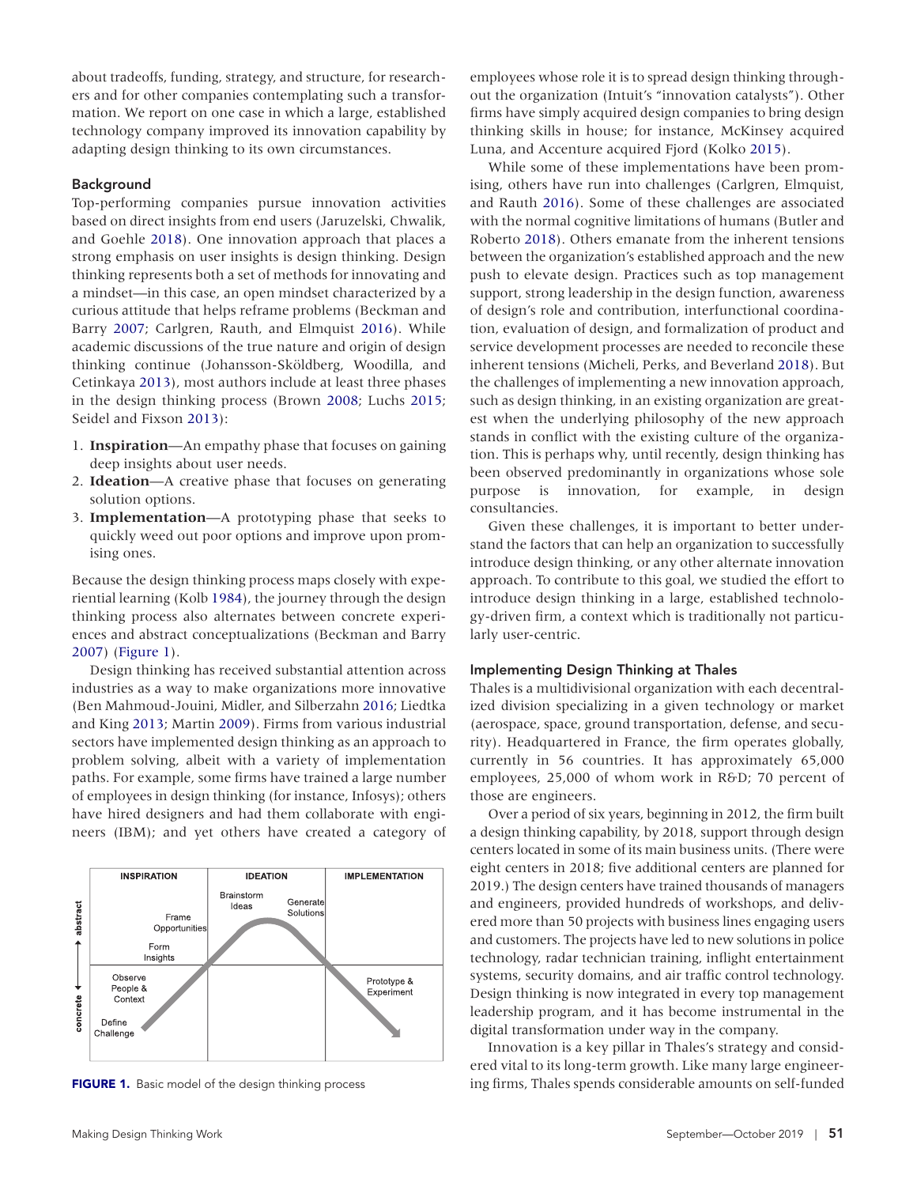about tradeoffs, funding, strategy, and structure, for researchers and for other companies contemplating such a transformation. We report on one case in which a large, established technology company improved its innovation capability by adapting design thinking to its own circumstances.

## Background

Top-performing companies pursue innovation activities based on direct insights from end users (Jaruzelski, Chwalik, and Goehle 2018). One innovation approach that places a strong emphasis on user insights is design thinking. Design thinking represents both a set of methods for innovating and a mindset—in this case, an open mindset characterized by a curious attitude that helps reframe problems (Beckman and Barry 2007; Carlgren, Rauth, and Elmquist 2016). While academic discussions of the true nature and origin of design thinking continue (Johansson-Sköldberg, Woodilla, and Cetinkaya 2013), most authors include at least three phases in the design thinking process (Brown 2008; Luchs 2015; Seidel and Fixson 2013):

1. **Inspiration**—An empathy phase that focuses on gaining deep insights about user needs.
2. **Ideation**—A creative phase that focuses on generating solution options.
3. **Implementation**—A prototyping phase that seeks to quickly weed out poor options and improve upon promising ones.

Because the design thinking process maps closely with experiential learning (Kolb 1984), the journey through the design thinking process also alternates between concrete experiences and abstract conceptualizations (Beckman and Barry 2007) (Figure 1).

Design thinking has received substantial attention across industries as a way to make organizations more innovative (Ben Mahmoud-Jouini, Midler, and Silberzahn 2016; Liedtka and King 2013; Martin 2009). Firms from various industrial sectors have implemented design thinking as an approach to problem solving, albeit with a variety of implementation paths. For example, some firms have trained a large number of employees in design thinking (for instance, Infosys); others have hired designers and had them collaborate with engineers (IBM); and yet others have created a category of employees whose role it is to spread design thinking throughout the organization (Intuit's "innovation catalysts"). Other firms have simply acquired design companies to bring design thinking skills in house; for instance, McKinsey acquired Luna, and Accenture acquired Fjord (Kolko 2015).

| | INSPIRATION | IDEATION | IMPLEMENTATION |
|---|---|---|---|
| abstract | Frame Opportunities; Form Insights | Brainstorm Ideas; Generate Solutions | |
| concrete | Observe People & Context; Define Challenge | | Prototype & Experiment |

**FIGURE 1.** Basic model of the design thinking process

While some of these implementations have been promising, others have run into challenges (Carlgren, Elmquist, and Rauth 2016). Some of these challenges are associated with the normal cognitive limitations of humans (Butler and Roberto 2018). Others emanate from the inherent tensions between the organization's established approach and the new push to elevate design. Practices such as top management support, strong leadership in the design function, awareness of design's role and contribution, interfunctional coordination, evaluation of design, and formalization of product and service development processes are needed to reconcile these inherent tensions (Micheli, Perks, and Beverland 2018). But the challenges of implementing a new innovation approach, such as design thinking, in an existing organization are greatest when the underlying philosophy of the new approach stands in conflict with the existing culture of the organization. This is perhaps why, until recently, design thinking has been observed predominantly in organizations whose sole purpose is innovation, for example, in design consultancies.

Given these challenges, it is important to better understand the factors that can help an organization to successfully introduce design thinking, or any other alternate innovation approach. To contribute to this goal, we studied the effort to introduce design thinking in a large, established technology-driven firm, a context which is traditionally not particularly user-centric.

## Implementing Design Thinking at Thales

Thales is a multidivisional organization with each decentralized division specializing in a given technology or market (aerospace, space, ground transportation, defense, and security). Headquartered in France, the firm operates globally, currently in 56 countries. It has approximately 65,000 employees, 25,000 of whom work in R&D; 70 percent of those are engineers.

Over a period of six years, beginning in 2012, the firm built a design thinking capability, by 2018, support through design centers located in some of its main business units. (There were eight centers in 2018; five additional centers are planned for 2019.) The design centers have trained thousands of managers and engineers, provided hundreds of workshops, and delivered more than 50 projects with business lines engaging users and customers. The projects have led to new solutions in police technology, radar technician training, inflight entertainment systems, security domains, and air traffic control technology. Design thinking is now integrated in every top management leadership program, and it has become instrumental in the digital transformation under way in the company.

Innovation is a key pillar in Thales's strategy and considered vital to its long-term growth. Like many large engineering firms, Thales spends considerable amounts on self-funded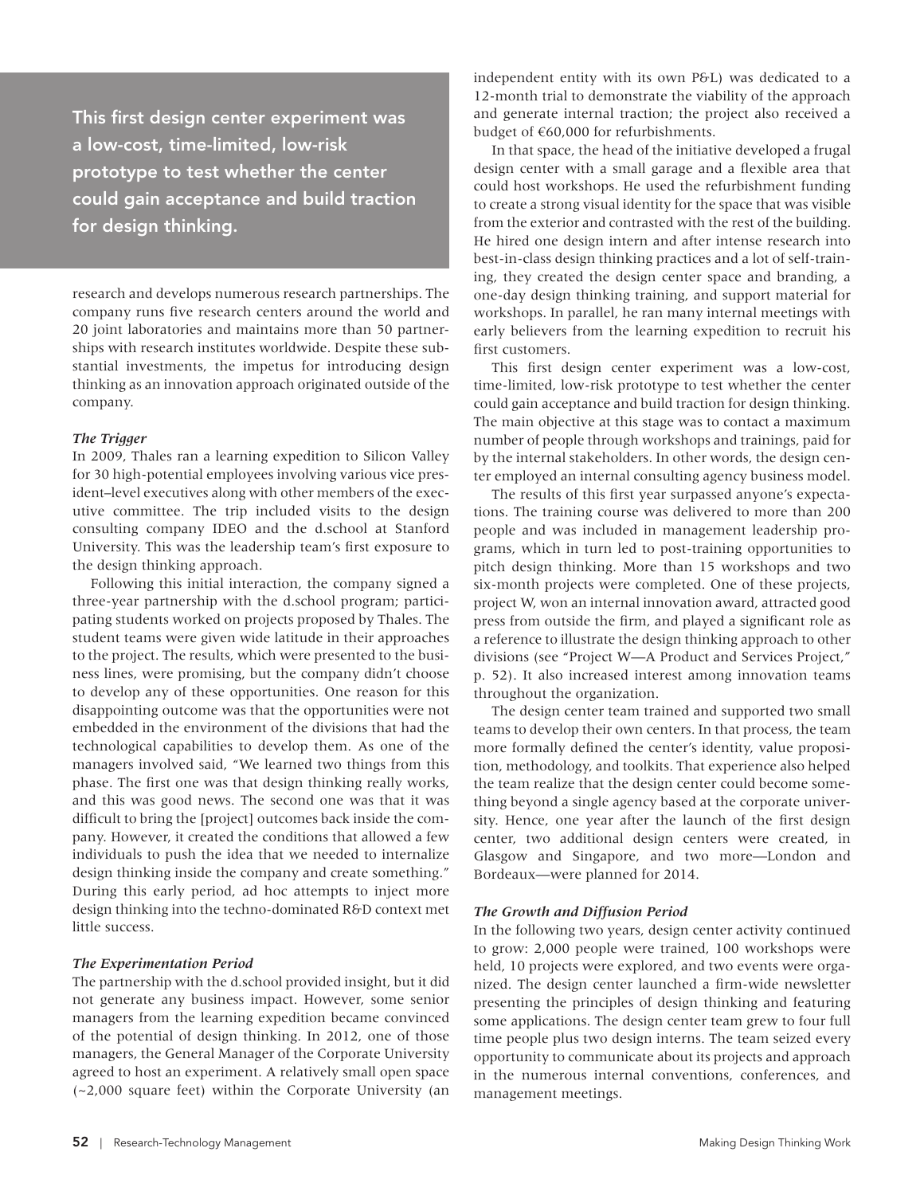> This first design center experiment was a low-cost, time-limited, low-risk prototype to test whether the center could gain acceptance and build traction for design thinking.

research and develops numerous research partnerships. The company runs five research centers around the world and 20 joint laboratories and maintains more than 50 partnerships with research institutes worldwide. Despite these substantial investments, the impetus for introducing design thinking as an innovation approach originated outside of the company.

### *The Trigger*

In 2009, Thales ran a learning expedition to Silicon Valley for 30 high-potential employees involving various vice president–level executives along with other members of the executive committee. The trip included visits to the design consulting company IDEO and the d.school at Stanford University. This was the leadership team's first exposure to the design thinking approach.

Following this initial interaction, the company signed a three-year partnership with the d.school program; participating students worked on projects proposed by Thales. The student teams were given wide latitude in their approaches to the project. The results, which were presented to the business lines, were promising, but the company didn't choose to develop any of these opportunities. One reason for this disappointing outcome was that the opportunities were not embedded in the environment of the divisions that had the technological capabilities to develop them. As one of the managers involved said, "We learned two things from this phase. The first one was that design thinking really works, and this was good news. The second one was that it was difficult to bring the [project] outcomes back inside the company. However, it created the conditions that allowed a few individuals to push the idea that we needed to internalize design thinking inside the company and create something." During this early period, ad hoc attempts to inject more design thinking into the techno-dominated R&D context met little success.

### *The Experimentation Period*

The partnership with the d.school provided insight, but it did not generate any business impact. However, some senior managers from the learning expedition became convinced of the potential of design thinking. In 2012, one of those managers, the General Manager of the Corporate University agreed to host an experiment. A relatively small open space (~2,000 square feet) within the Corporate University (an independent entity with its own P&L) was dedicated to a 12-month trial to demonstrate the viability of the approach and generate internal traction; the project also received a budget of €60,000 for refurbishments.

In that space, the head of the initiative developed a frugal design center with a small garage and a flexible area that could host workshops. He used the refurbishment funding to create a strong visual identity for the space that was visible from the exterior and contrasted with the rest of the building. He hired one design intern and after intense research into best-in-class design thinking practices and a lot of self-training, they created the design center space and branding, a one-day design thinking training, and support material for workshops. In parallel, he ran many internal meetings with early believers from the learning expedition to recruit his first customers.

This first design center experiment was a low-cost, time-limited, low-risk prototype to test whether the center could gain acceptance and build traction for design thinking. The main objective at this stage was to contact a maximum number of people through workshops and trainings, paid for by the internal stakeholders. In other words, the design center employed an internal consulting agency business model.

The results of this first year surpassed anyone's expectations. The training course was delivered to more than 200 people and was included in management leadership programs, which in turn led to post-training opportunities to pitch design thinking. More than 15 workshops and two six-month projects were completed. One of these projects, project W, won an internal innovation award, attracted good press from outside the firm, and played a significant role as a reference to illustrate the design thinking approach to other divisions (see "Project W—A Product and Services Project," p. 52). It also increased interest among innovation teams throughout the organization.

The design center team trained and supported two small teams to develop their own centers. In that process, the team more formally defined the center's identity, value proposition, methodology, and toolkits. That experience also helped the team realize that the design center could become something beyond a single agency based at the corporate university. Hence, one year after the launch of the first design center, two additional design centers were created, in Glasgow and Singapore, and two more—London and Bordeaux—were planned for 2014.

### *The Growth and Diffusion Period*

In the following two years, design center activity continued to grow: 2,000 people were trained, 100 workshops were held, 10 projects were explored, and two events were organized. The design center launched a firm-wide newsletter presenting the principles of design thinking and featuring some applications. The design center team grew to four full time people plus two design interns. The team seized every opportunity to communicate about its projects and approach in the numerous internal conventions, conferences, and management meetings.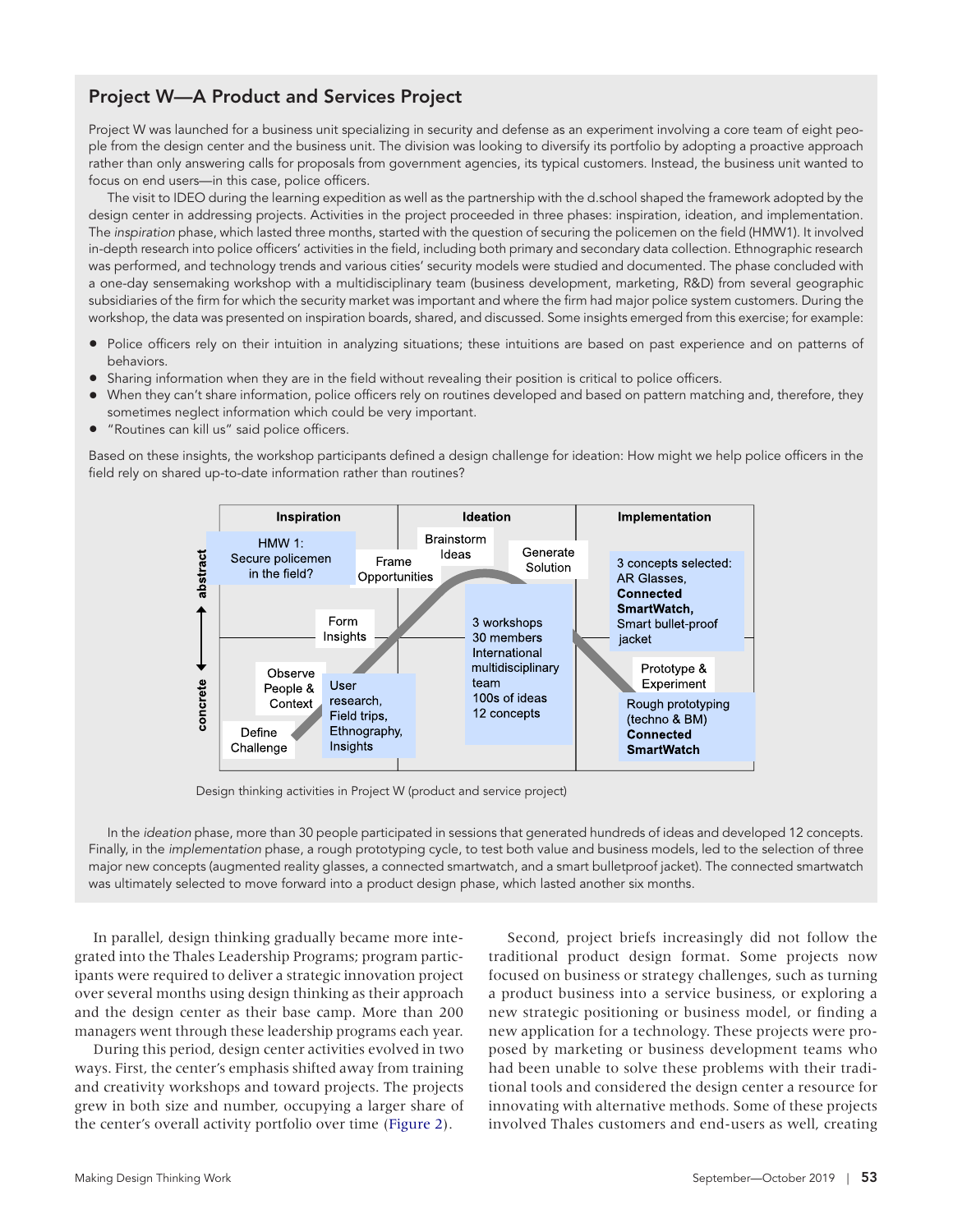## Project W—A Product and Services Project

Project W was launched for a business unit specializing in security and defense as an experiment involving a core team of eight people from the design center and the business unit. The division was looking to diversify its portfolio by adopting a proactive approach rather than only answering calls for proposals from government agencies, its typical customers. Instead, the business unit wanted to focus on end users—in this case, police officers.

The visit to IDEO during the learning expedition as well as the partnership with the d.school shaped the framework adopted by the design center in addressing projects. Activities in the project proceeded in three phases: inspiration, ideation, and implementation. The *inspiration* phase, which lasted three months, started with the question of securing the policemen on the field (HMW1). It involved in-depth research into police officers' activities in the field, including both primary and secondary data collection. Ethnographic research was performed, and technology trends and various cities' security models were studied and documented. The phase concluded with a one-day sensemaking workshop with a multidisciplinary team (business development, marketing, R&D) from several geographic subsidiaries of the firm for which the security market was important and where the firm had major police system customers. During the workshop, the data was presented on inspiration boards, shared, and discussed. Some insights emerged from this exercise; for example:

- Police officers rely on their intuition in analyzing situations; these intuitions are based on past experience and on patterns of behaviors.
- Sharing information when they are in the field without revealing their position is critical to police officers.
- When they can't share information, police officers rely on routines developed and based on pattern matching and, therefore, they sometimes neglect information which could be very important.
- "Routines can kill us" said police officers.

Based on these insights, the workshop participants defined a design challenge for ideation: How might we help police officers in the field rely on shared up-to-date information rather than routines?

| | Inspiration | Ideation | Implementation |
|---|---|---|---|
| abstract | HMW 1: Secure policemen in the field? | Frame Opportunities; Brainstorm Ideas; Generate Solution | 3 concepts selected: AR Glasses, **Connected SmartWatch,** Smart bullet-proof jacket |
| concrete | Define Challenge; Observe People & Context; User research, Field trips, Ethnography, Insights; Form Insights | 3 workshops; 30 members; International multidisciplinary team; 100s of ideas; 12 concepts | Prototype & Experiment; Rough prototyping (techno & BM) **Connected SmartWatch** |

Design thinking activities in Project W (product and service project)

In the *ideation* phase, more than 30 people participated in sessions that generated hundreds of ideas and developed 12 concepts. Finally, in the *implementation* phase, a rough prototyping cycle, to test both value and business models, led to the selection of three major new concepts (augmented reality glasses, a connected smartwatch, and a smart bulletproof jacket). The connected smartwatch was ultimately selected to move forward into a product design phase, which lasted another six months.

In parallel, design thinking gradually became more integrated into the Thales Leadership Programs; program participants were required to deliver a strategic innovation project over several months using design thinking as their approach and the design center as their base camp. More than 200 managers went through these leadership programs each year.

During this period, design center activities evolved in two ways. First, the center's emphasis shifted away from training and creativity workshops and toward projects. The projects grew in both size and number, occupying a larger share of the center's overall activity portfolio over time (Figure 2).

Second, project briefs increasingly did not follow the traditional product design format. Some projects now focused on business or strategy challenges, such as turning a product business into a service business, or exploring a new strategic positioning or business model, or finding a new application for a technology. These projects were proposed by marketing or business development teams who had been unable to solve these problems with their traditional tools and considered the design center a resource for innovating with alternative methods. Some of these projects involved Thales customers and end-users as well, creating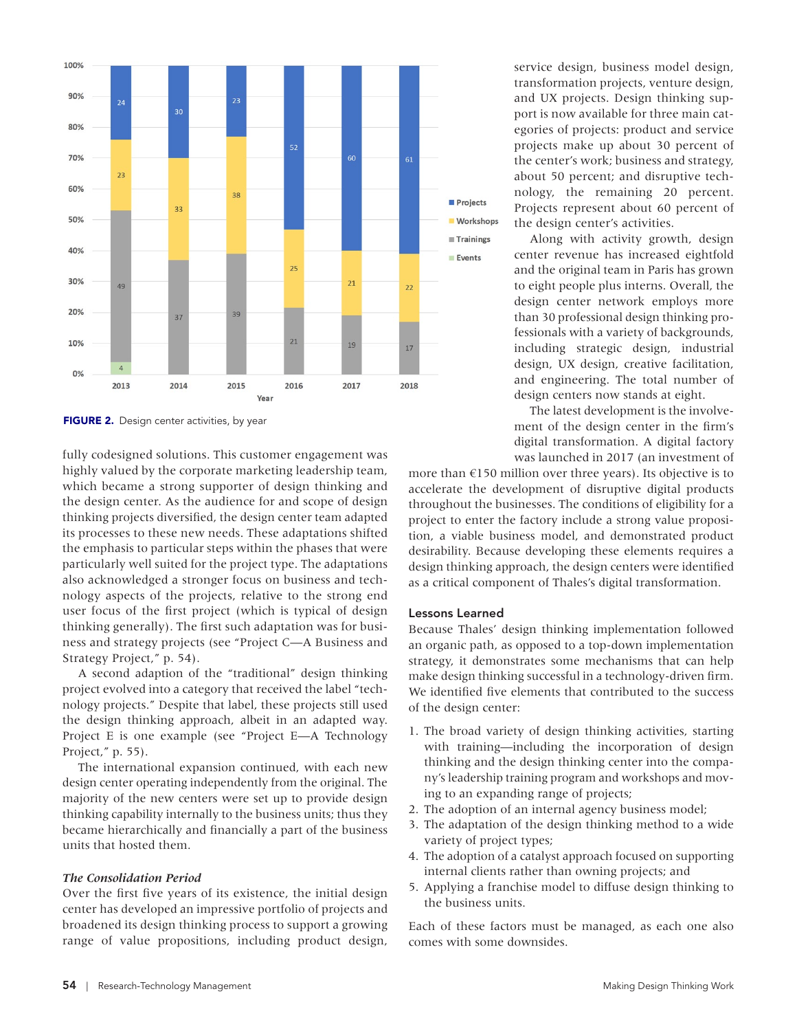**FIGURE 2.** Design center activities, by year

fully codesigned solutions. This customer engagement was highly valued by the corporate marketing leadership team, which became a strong supporter of design thinking and the design center. As the audience for and scope of design thinking projects diversified, the design center team adapted its processes to these new needs. These adaptations shifted the emphasis to particular steps within the phases that were particularly well suited for the project type. The adaptations also acknowledged a stronger focus on business and technology aspects of the projects, relative to the strong end user focus of the first project (which is typical of design thinking generally). The first such adaptation was for business and strategy projects (see "Project C—A Business and Strategy Project," p. 54).

A second adaption of the "traditional" design thinking project evolved into a category that received the label "technology projects." Despite that label, these projects still used the design thinking approach, albeit in an adapted way. Project E is one example (see "Project E—A Technology Project," p. 55).

The international expansion continued, with each new design center operating independently from the original. The majority of the new centers were set up to provide design thinking capability internally to the business units; thus they became hierarchically and financially a part of the business units that hosted them.

### *The Consolidation Period*

Over the first five years of its existence, the initial design center has developed an impressive portfolio of projects and broadened its design thinking process to support a growing range of value propositions, including product design, service design, business model design, transformation projects, venture design, and UX projects. Design thinking support is now available for three main categories of projects: product and service projects make up about 30 percent of the center's work; business and strategy, about 50 percent; and disruptive technology, the remaining 20 percent. Projects represent about 60 percent of the design center's activities.

Along with activity growth, design center revenue has increased eightfold and the original team in Paris has grown to eight people plus interns. Overall, the design center network employs more than 30 professional design thinking professionals with a variety of backgrounds, including strategic design, industrial design, UX design, creative facilitation, and engineering. The total number of design centers now stands at eight.

The latest development is the involvement of the design center in the firm's digital transformation. A digital factory was launched in 2017 (an investment of more than €150 million over three years). Its objective is to accelerate the development of disruptive digital products throughout the businesses. The conditions of eligibility for a project to enter the factory include a strong value proposition, a viable business model, and demonstrated product desirability. Because developing these elements requires a design thinking approach, the design centers were identified as a critical component of Thales's digital transformation.

## Lessons Learned

Because Thales' design thinking implementation followed an organic path, as opposed to a top-down implementation strategy, it demonstrates some mechanisms that can help make design thinking successful in a technology-driven firm. We identified five elements that contributed to the success of the design center:

1. The broad variety of design thinking activities, starting with training—including the incorporation of design thinking and the design thinking center into the company's leadership training program and workshops and moving to an expanding range of projects;
2. The adoption of an internal agency business model;
3. The adaptation of the design thinking method to a wide variety of project types;
4. The adoption of a catalyst approach focused on supporting internal clients rather than owning projects; and
5. Applying a franchise model to diffuse design thinking to the business units.

Each of these factors must be managed, as each one also comes with some downsides.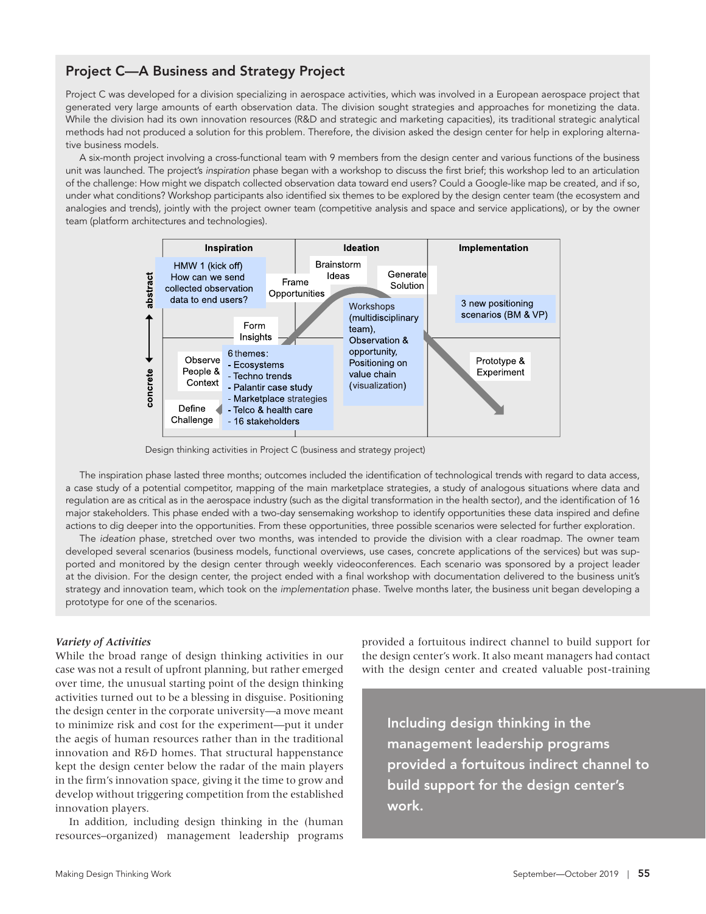## Project C—A Business and Strategy Project

Project C was developed for a division specializing in aerospace activities, which was involved in a European aerospace project that generated very large amounts of earth observation data. The division sought strategies and approaches for monetizing the data. While the division had its own innovation resources (R&D and strategic and marketing capacities), its traditional strategic analytical methods had not produced a solution for this problem. Therefore, the division asked the design center for help in exploring alternative business models.

A six-month project involving a cross-functional team with 9 members from the design center and various functions of the business unit was launched. The project's *inspiration* phase began with a workshop to discuss the first brief; this workshop led to an articulation of the challenge: How might we dispatch collected observation data toward end users? Could a Google-like map be created, and if so, under what conditions? Workshop participants also identified six themes to be explored by the design center team (the ecosystem and analogies and trends), jointly with the project owner team (competitive analysis and space and service applications), or by the owner team (platform architectures and technologies).

| | Inspiration | Ideation | Implementation |
|---|---|---|---|
| abstract | HMW 1 (kick off) How can we send collected observation data to end users? | Frame Opportunities; Brainstorm Ideas; Generate Solution; Workshops (multidisciplinary team), Observation & opportunity, Positioning on value chain (visualization) | 3 new positioning scenarios (BM & VP) |
| concrete | Define Challenge; Observe People & Context; Form Insights; 6 themes: - Ecosystems - Techno trends - Palantir case study - Marketplace strategies - Telco & health care - 16 stakeholders | | Prototype & Experiment |

Design thinking activities in Project C (business and strategy project)

The inspiration phase lasted three months; outcomes included the identification of technological trends with regard to data access, a case study of a potential competitor, mapping of the main marketplace strategies, a study of analogous situations where data and regulation are as critical as in the aerospace industry (such as the digital transformation in the health sector), and the identification of 16 major stakeholders. This phase ended with a two-day sensemaking workshop to identify opportunities these data inspired and define actions to dig deeper into the opportunities. From these opportunities, three possible scenarios were selected for further exploration.

The *ideation* phase, stretched over two months, was intended to provide the division with a clear roadmap. The owner team developed several scenarios (business models, functional overviews, use cases, concrete applications of the services) but was supported and monitored by the design center through weekly videoconferences. Each scenario was sponsored by a project leader at the division. For the design center, the project ended with a final workshop with documentation delivered to the business unit's strategy and innovation team, which took on the *implementation* phase. Twelve months later, the business unit began developing a prototype for one of the scenarios.

### *Variety of Activities*

While the broad range of design thinking activities in our case was not a result of upfront planning, but rather emerged over time, the unusual starting point of the design thinking activities turned out to be a blessing in disguise. Positioning the design center in the corporate university—a move meant to minimize risk and cost for the experiment—put it under the aegis of human resources rather than in the traditional innovation and R&D homes. That structural happenstance kept the design center below the radar of the main players in the firm's innovation space, giving it the time to grow and develop without triggering competition from the established innovation players.

In addition, including design thinking in the (human resources–organized) management leadership programs provided a fortuitous indirect channel to build support for the design center's work. It also meant managers had contact with the design center and created valuable post-training

> **Including design thinking in the management leadership programs provided a fortuitous indirect channel to build support for the design center's work.**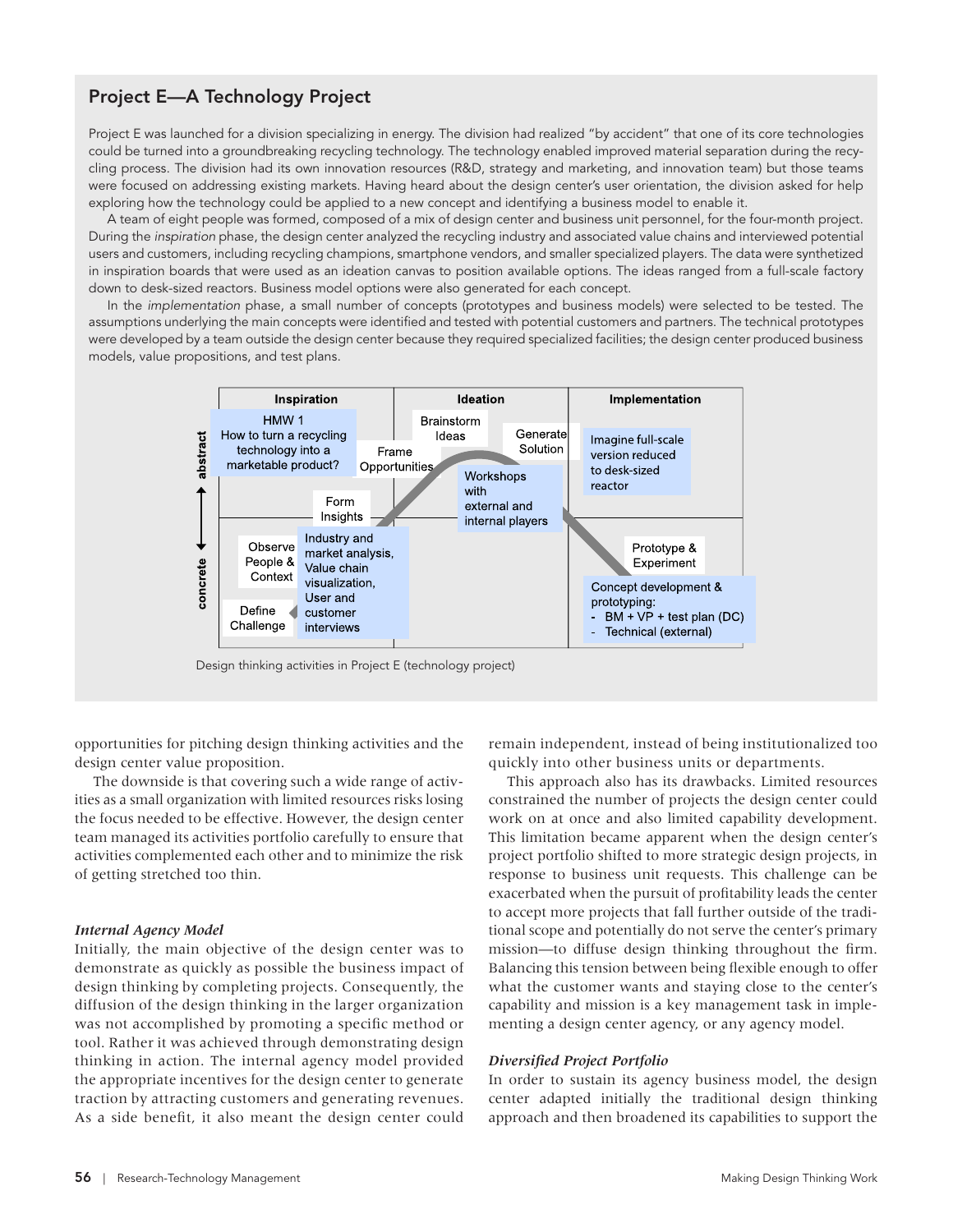## Project E—A Technology Project

Project E was launched for a division specializing in energy. The division had realized "by accident" that one of its core technologies could be turned into a groundbreaking recycling technology. The technology enabled improved material separation during the recycling process. The division had its own innovation resources (R&D, strategy and marketing, and innovation team) but those teams were focused on addressing existing markets. Having heard about the design center's user orientation, the division asked for help exploring how the technology could be applied to a new concept and identifying a business model to enable it.

A team of eight people was formed, composed of a mix of design center and business unit personnel, for the four-month project. During the *inspiration* phase, the design center analyzed the recycling industry and associated value chains and interviewed potential users and customers, including recycling champions, smartphone vendors, and smaller specialized players. The data were synthetized in inspiration boards that were used as an ideation canvas to position available options. The ideas ranged from a full-scale factory down to desk-sized reactors. Business model options were also generated for each concept.

In the *implementation* phase, a small number of concepts (prototypes and business models) were selected to be tested. The assumptions underlying the main concepts were identified and tested with potential customers and partners. The technical prototypes were developed by a team outside the design center because they required specialized facilities; the design center produced business models, value propositions, and test plans.

Design thinking activities in Project E (technology project)

opportunities for pitching design thinking activities and the design center value proposition.

The downside is that covering such a wide range of activities as a small organization with limited resources risks losing the focus needed to be effective. However, the design center team managed its activities portfolio carefully to ensure that activities complemented each other and to minimize the risk of getting stretched too thin.

### *Internal Agency Model*

Initially, the main objective of the design center was to demonstrate as quickly as possible the business impact of design thinking by completing projects. Consequently, the diffusion of the design thinking in the larger organization was not accomplished by promoting a specific method or tool. Rather it was achieved through demonstrating design thinking in action. The internal agency model provided the appropriate incentives for the design center to generate traction by attracting customers and generating revenues. As a side benefit, it also meant the design center could remain independent, instead of being institutionalized too quickly into other business units or departments.

This approach also has its drawbacks. Limited resources constrained the number of projects the design center could work on at once and also limited capability development. This limitation became apparent when the design center's project portfolio shifted to more strategic design projects, in response to business unit requests. This challenge can be exacerbated when the pursuit of profitability leads the center to accept more projects that fall further outside of the traditional scope and potentially do not serve the center's primary mission—to diffuse design thinking throughout the firm. Balancing this tension between being flexible enough to offer what the customer wants and staying close to the center's capability and mission is a key management task in implementing a design center agency, or any agency model.

### *Diversified Project Portfolio*

In order to sustain its agency business model, the design center adapted initially the traditional design thinking approach and then broadened its capabilities to support the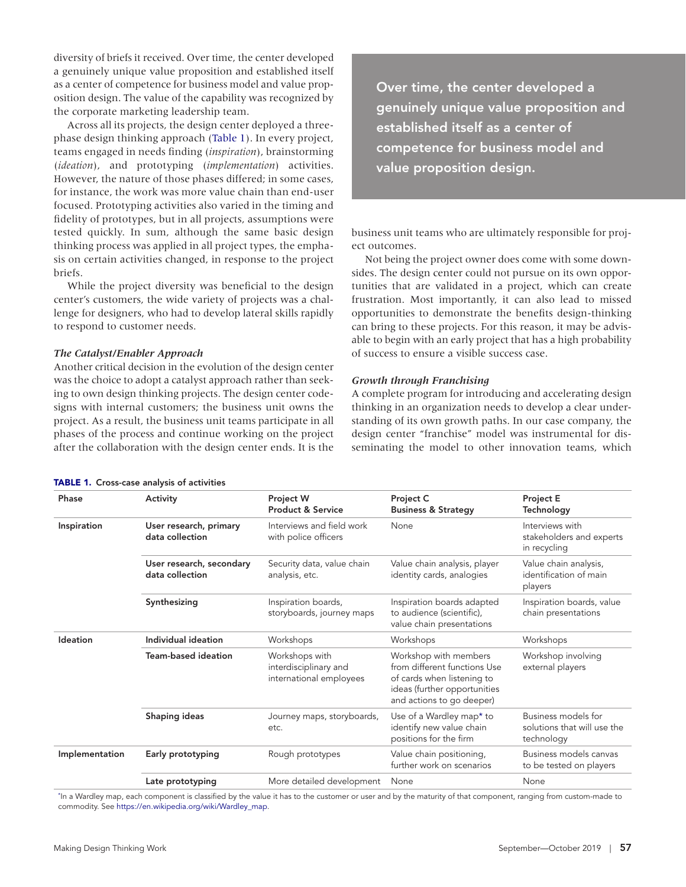diversity of briefs it received. Over time, the center developed a genuinely unique value proposition and established itself as a center of competence for business model and value proposition design. The value of the capability was recognized by the corporate marketing leadership team.

Across all its projects, the design center deployed a three-phase design thinking approach (Table 1). In every project, teams engaged in needs finding (*inspiration*), brainstorming (*ideation*), and prototyping (*implementation*) activities. However, the nature of those phases differed; in some cases, for instance, the work was more value chain than end-user focused. Prototyping activities also varied in the timing and fidelity of prototypes, but in all projects, assumptions were tested quickly. In sum, although the same basic design thinking process was applied in all project types, the emphasis on certain activities changed, in response to the project briefs.

While the project diversity was beneficial to the design center's customers, the wide variety of projects was a challenge for designers, who had to develop lateral skills rapidly to respond to customer needs.

> Over time, the center developed a genuinely unique value proposition and established itself as a center of competence for business model and value proposition design.

### *The Catalyst/Enabler Approach*

Another critical decision in the evolution of the design center was the choice to adopt a catalyst approach rather than seeking to own design thinking projects. The design center codesigns with internal customers; the business unit owns the project. As a result, the business unit teams participate in all phases of the process and continue working on the project after the collaboration with the design center ends. It is the business unit teams who are ultimately responsible for project outcomes.

Not being the project owner does come with some downsides. The design center could not pursue on its own opportunities that are validated in a project, which can create frustration. Most importantly, it can also lead to missed opportunities to demonstrate the benefits design-thinking can bring to these projects. For this reason, it may be advisable to begin with an early project that has a high probability of success to ensure a visible success case.

### *Growth through Franchising*

A complete program for introducing and accelerating design thinking in an organization needs to develop a clear understanding of its own growth paths. In our case company, the design center "franchise" model was instrumental for disseminating the model to other innovation teams, which

**TABLE 1.** Cross-case analysis of activities

| Phase | Activity | Project W<br>Product & Service | Project C<br>Business & Strategy | Project E<br>Technology |
|---|---|---|---|---|
| **Inspiration** | **User research, primary data collection** | Interviews and field work with police officers | None | Interviews with stakeholders and experts in recycling |
| | **User research, secondary data collection** | Security data, value chain analysis, etc. | Value chain analysis, player identity cards, analogies | Value chain analysis, identification of main players |
| | **Synthesizing** | Inspiration boards, storyboards, journey maps | Inspiration boards adapted to audience (scientific), value chain presentations | Inspiration boards, value chain presentations |
| **Ideation** | **Individual ideation** | Workshops | Workshops | Workshops |
| | **Team-based ideation** | Workshops with interdisciplinary and international employees | Workshop with members from different functions Use of cards when listening to ideas (further opportunities and actions to go deeper) | Workshop involving external players |
| | **Shaping ideas** | Journey maps, storyboards, etc. | Use of a Wardley map* to identify new value chain positions for the firm | Business models for solutions that will use the technology |
| **Implementation** | **Early prototyping** | Rough prototypes | Value chain positioning, further work on scenarios | Business models canvas to be tested on players |
| | **Late prototyping** | More detailed development | None | None |

*In a Wardley map, each component is classified by the value it has to the customer or user and by the maturity of that component, ranging from custom-made to commodity. See https://en.wikipedia.org/wiki/Wardley_map.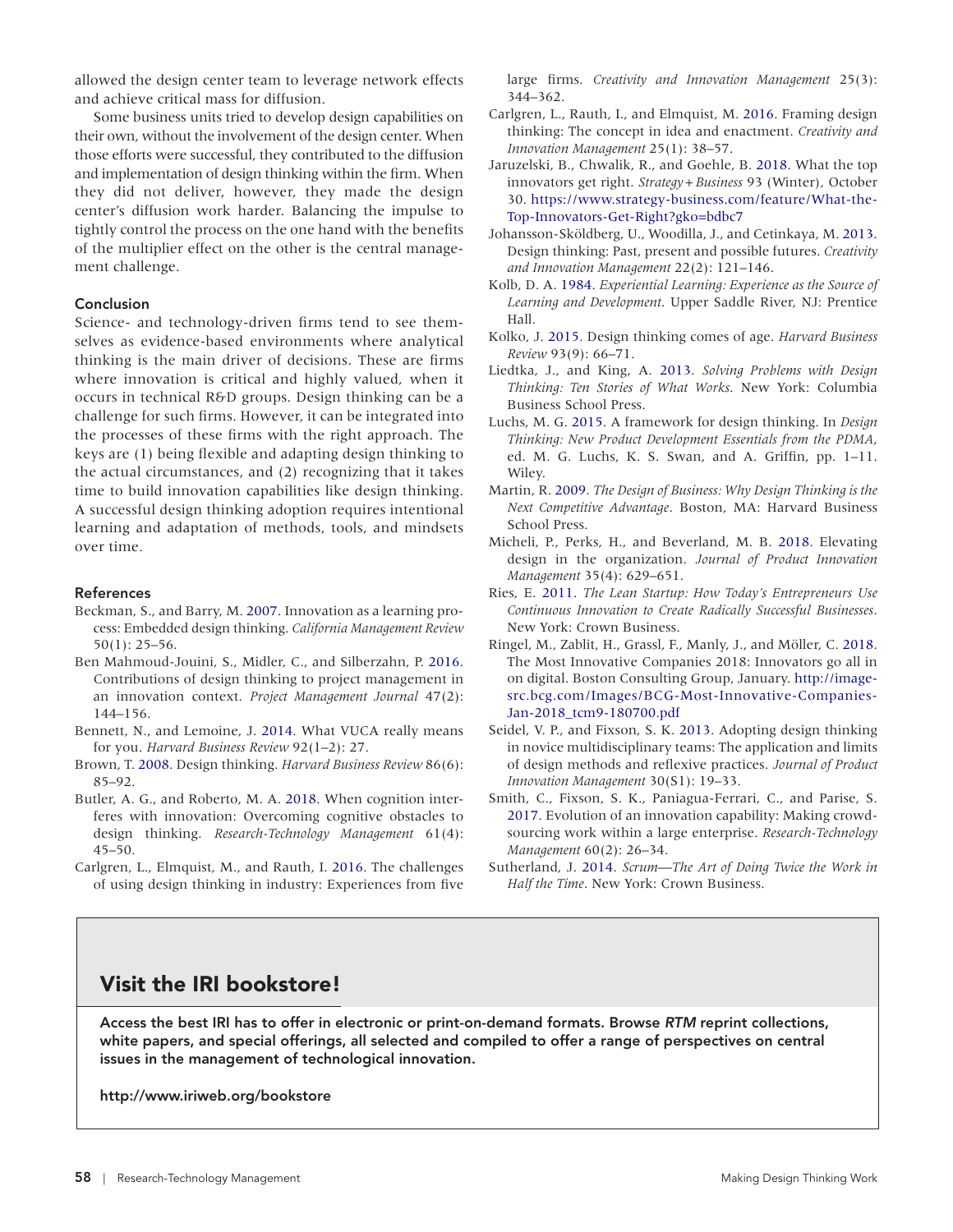allowed the design center team to leverage network effects and achieve critical mass for diffusion.

Some business units tried to develop design capabilities on their own, without the involvement of the design center. When those efforts were successful, they contributed to the diffusion and implementation of design thinking within the firm. When they did not deliver, however, they made the design center's diffusion work harder. Balancing the impulse to tightly control the process on the one hand with the benefits of the multiplier effect on the other is the central management challenge.

## Conclusion

Science- and technology-driven firms tend to see themselves as evidence-based environments where analytical thinking is the main driver of decisions. These are firms where innovation is critical and highly valued, when it occurs in technical R&D groups. Design thinking can be a challenge for such firms. However, it can be integrated into the processes of these firms with the right approach. The keys are (1) being flexible and adapting design thinking to the actual circumstances, and (2) recognizing that it takes time to build innovation capabilities like design thinking. A successful design thinking adoption requires intentional learning and adaptation of methods, tools, and mindsets over time.

## References

Beckman, S., and Barry, M. 2007. Innovation as a learning process: Embedded design thinking. *California Management Review* 50(1): 25–56.

Ben Mahmoud-Jouini, S., Midler, C., and Silberzahn, P. 2016. Contributions of design thinking to project management in an innovation context. *Project Management Journal* 47(2): 144–156.

Bennett, N., and Lemoine, J. 2014. What VUCA really means for you. *Harvard Business Review* 92(1–2): 27.

Brown, T. 2008. Design thinking. *Harvard Business Review* 86(6): 85–92.

Butler, A. G., and Roberto, M. A. 2018. When cognition interferes with innovation: Overcoming cognitive obstacles to design thinking. *Research-Technology Management* 61(4): 45–50.

Carlgren, L., Elmquist, M., and Rauth, I. 2016. The challenges of using design thinking in industry: Experiences from five large firms. *Creativity and Innovation Management* 25(3): 344–362.

Carlgren, L., Rauth, I., and Elmquist, M. 2016. Framing design thinking: The concept in idea and enactment. *Creativity and Innovation Management* 25(1): 38–57.

Jaruzelski, B., Chwalik, R., and Goehle, B. 2018. What the top innovators get right. *Strategy+Business* 93 (Winter), October 30. https://www.strategy-business.com/feature/What-the-Top-Innovators-Get-Right?gko=bdbc7

Johansson-Sköldberg, U., Woodilla, J., and Cetinkaya, M. 2013. Design thinking: Past, present and possible futures. *Creativity and Innovation Management* 22(2): 121–146.

Kolb, D. A. 1984. *Experiential Learning: Experience as the Source of Learning and Development*. Upper Saddle River, NJ: Prentice Hall.

Kolko, J. 2015. Design thinking comes of age. *Harvard Business Review* 93(9): 66–71.

Liedtka, J., and King, A. 2013. *Solving Problems with Design Thinking: Ten Stories of What Works*. New York: Columbia Business School Press.

Luchs, M. G. 2015. A framework for design thinking. In *Design Thinking: New Product Development Essentials from the PDMA*, ed. M. G. Luchs, K. S. Swan, and A. Griffin, pp. 1–11. Wiley.

Martin, R. 2009. *The Design of Business: Why Design Thinking is the Next Competitive Advantage*. Boston, MA: Harvard Business School Press.

Micheli, P., Perks, H., and Beverland, M. B. 2018. Elevating design in the organization. *Journal of Product Innovation Management* 35(4): 629–651.

Ries, E. 2011. *The Lean Startup: How Today's Entrepreneurs Use Continuous Innovation to Create Radically Successful Businesses*. New York: Crown Business.

Ringel, M., Zablit, H., Grassl, F., Manly, J., and Möller, C. 2018. The Most Innovative Companies 2018: Innovators go all in on digital. Boston Consulting Group, January. http://image-src.bcg.com/Images/BCG-Most-Innovative-Companies-Jan-2018_tcm9-180700.pdf

Seidel, V. P., and Fixson, S. K. 2013. Adopting design thinking in novice multidisciplinary teams: The application and limits of design methods and reflexive practices. *Journal of Product Innovation Management* 30(S1): 19–33.

Smith, C., Fixson, S. K., Paniagua-Ferrari, C., and Parise, S. 2017. Evolution of an innovation capability: Making crowdsourcing work within a large enterprise. *Research-Technology Management* 60(2): 26–34.

Sutherland, J. 2014. *Scrum—The Art of Doing Twice the Work in Half the Time*. New York: Crown Business.

## Visit the IRI bookstore!

**Access the best IRI has to offer in electronic or print-on-demand formats. Browse *RTM* reprint collections, white papers, and special offerings, all selected and compiled to offer a range of perspectives on central issues in the management of technological innovation.**

**http://www.iriweb.org/bookstore**